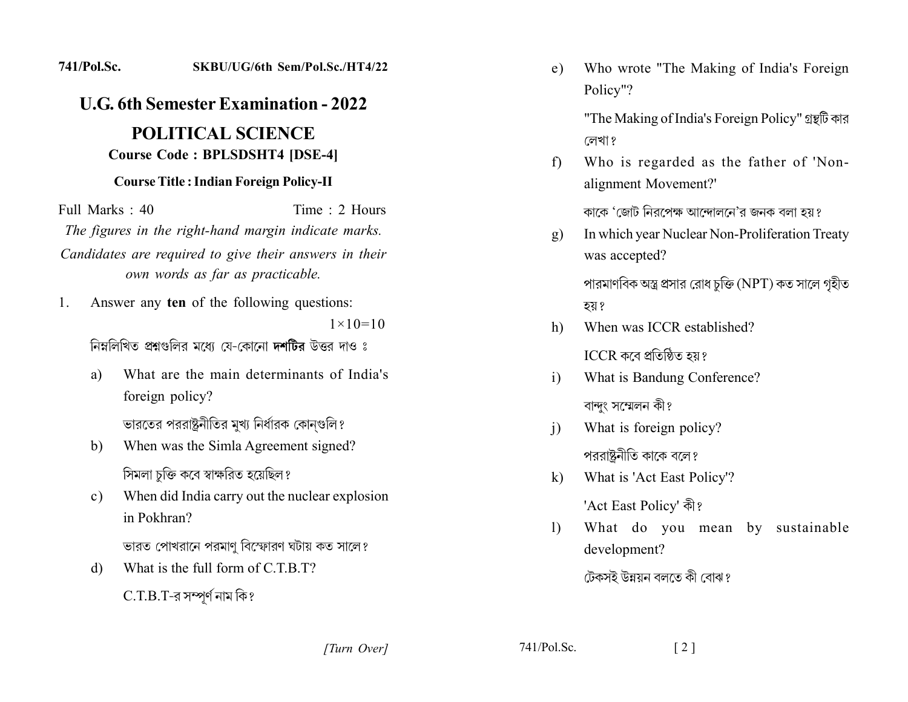741/Pol.Sc. SKBU/UG/6th Sem/Pol.Sc./HT4/22

# U.G. 6th Semester Examination - 2022

## POLITICAL SCIENCE

**Course Code : BPLSDSHT4 [DSE-4]**

**Course Title : Indian Foreign Policy-II**

Full Marks : 40 Time : 2 Hours

*The figures in the right-hand margin indicate marks.*

*Candidates are required to give their answers in their own words as far as practicable.*

1. Answer any **ten** of the following questions: $1\times10=10$

   নিম্নলিখিত প্রশ্নগুলির মধ্যে যে-কোনো **দশটির** উত্তর দাও ঃ

   a) What are the main determinants of India's foreign policy?

   ভারতের পররাষ্ট্রনীতির মুখ্য নির্ধারক কোন্‌গুলি?

   b) When was the Simla Agreement signed?

   সিমলা চুক্তি কবে স্বাক্ষরিত হয়েছিল?

   c) When did India carry out the nuclear explosion in Pokhran?

   ভারত পোখরানে পরমাণু বিস্ফোরণ ঘটায় কত সালে?

   d) What is the full form of C.T.B.T?

   C.T.B.T-র সম্পূর্ণ নাম কি?

   e) Who wrote "The Making of India's Foreign Policy"?

   "The Making of India's Foreign Policy" গ্রন্থটি কার লেখা?

   f) Who is regarded as the father of 'Non-alignment Movement?'

   কাকে 'জোট নিরপেক্ষ আন্দোলনে'র জনক বলা হয়?

   g) In which year Nuclear Non-Proliferation Treaty was accepted?

   পারমাণবিক অস্ত্র প্রসার রোধ চুক্তি (NPT) কত সালে গৃহীত হয়?

   h) When was ICCR established?

   ICCR কবে প্রতিষ্ঠিত হয়?

   i) What is Bandung Conference?

   বান্দুং সম্মেলন কী?

   j) What is foreign policy?

   পররাষ্ট্রনীতি কাকে বলে?

   k) What is 'Act East Policy'?

   'Act East Policy' কী?

   l) What do you mean by sustainable development?

   টেকসই উন্নয়ন বলতে কী বোঝ?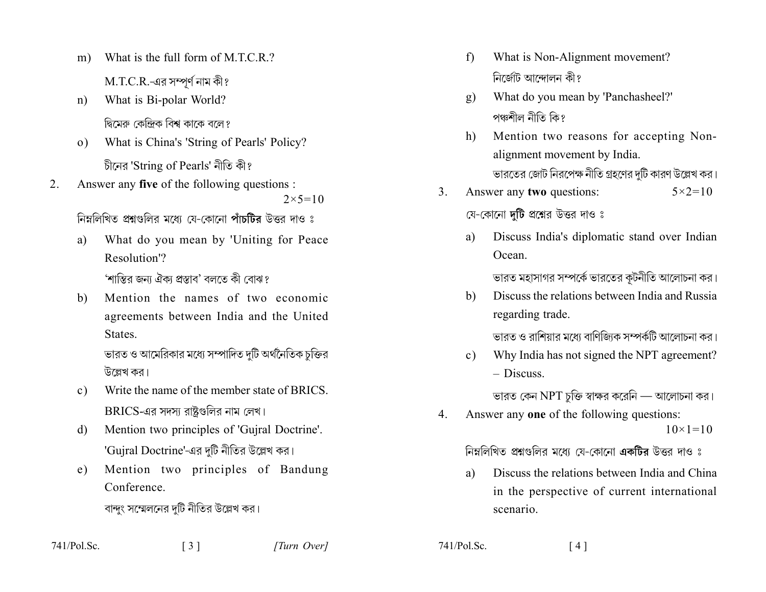m) What is the full form of M.T.C.R.?

M.T.C.R.-এর সম্পূর্ণ নাম কী?

n) What is Bi-polar World?

দ্বিমেরু কেন্দ্রিক বিশ্ব কাকে বলে?

o) What is China's 'String of Pearls' Policy?

চীনের 'String of Pearls' নীতি কী?

2. Answer any **five** of the following questions : $2 \times 5 = 10$

নিম্নলিখিত প্রশ্নগুলির মধ্যে যে-কোনো **পাঁচটির** উত্তর দাও ঃ

a) What do you mean by 'Uniting for Peace Resolution'?

'শান্তির জন্য ঐক্য প্রস্তাব' বলতে কী বোঝ?

b) Mention the names of two economic agreements between India and the United States.

ভারত ও আমেরিকার মধ্যে সম্পাদিত দুটি অর্থনৈতিক চুক্তির উল্লেখ কর।

c) Write the name of the member state of BRICS.

BRICS-এর সদস্য রাষ্ট্রগুলির নাম লেখ।

d) Mention two principles of 'Gujral Doctrine'.

'Gujral Doctrine'-এর দুটি নীতির উল্লেখ কর।

e) Mention two principles of Bandung Conference.

বান্দুং সম্মেলনের দুটি নীতির উল্লেখ কর।

f) What is Non-Alignment movement?

নির্জোট আন্দোলন কী?

g) What do you mean by 'Panchasheel?'

পঞ্চশীল নীতি কি?

h) Mention two reasons for accepting Non-alignment movement by India.

ভারতের জোট নিরপেক্ষ নীতি গ্রহণের দুটি কারণ উল্লেখ কর।

3. Answer any **two** questions: $5 \times 2 = 10$

যে-কোনো **দুটি** প্রশ্নের উত্তর দাও ঃ

a) Discuss India's diplomatic stand over Indian Ocean.

ভারত মহাসাগর সম্পর্কে ভারতের কূটনীতি আলোচনা কর।

b) Discuss the relations between India and Russia regarding trade.

ভারত ও রাশিয়ার মধ্যে বাণিজ্যিক সম্পর্কটি আলোচনা কর।

c) Why India has not signed the NPT agreement? – Discuss.

ভারত কেন NPT চুক্তি স্বাক্ষর করেনি — আলোচনা কর।

4. Answer any **one** of the following questions: $10 \times 1 = 10$

নিম্নলিখিত প্রশ্নগুলির মধ্যে যে-কোনো **একটির** উত্তর দাও ঃ

a) Discuss the relations between India and China in the perspective of current international scenario.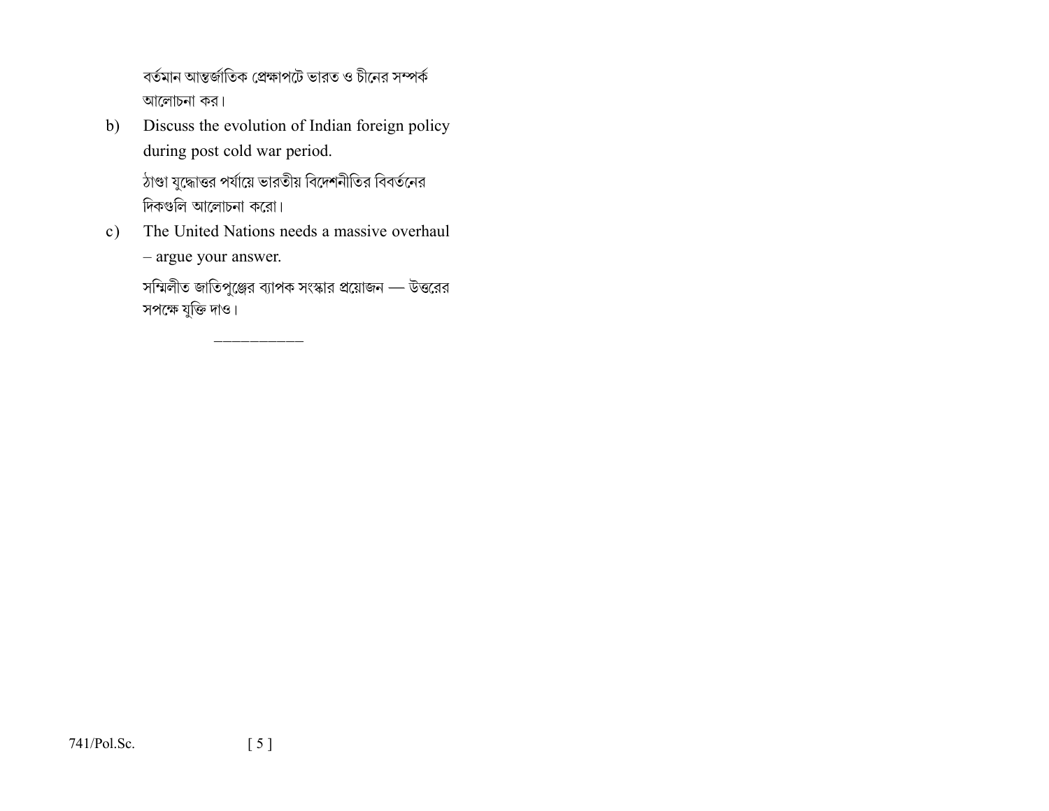বর্তমান আন্তর্জাতিক প্রেক্ষাপটে ভারত ও চীনের সম্পর্ক আলোচনা কর।

b) Discuss the evolution of Indian foreign policy during post cold war period.

ঠাণ্ডা যুদ্ধোত্তর পর্যায়ে ভারতীয় বিদেশনীতির বিবর্তনের দিকগুলি আলোচনা করো।

c) The United Nations needs a massive overhaul – argue your answer.

সম্মিলীত জাতিপুঞ্জের ব্যাপক সংস্কার প্রয়োজন — উত্তরের সপক্ষে যুক্তি দাও।

———————